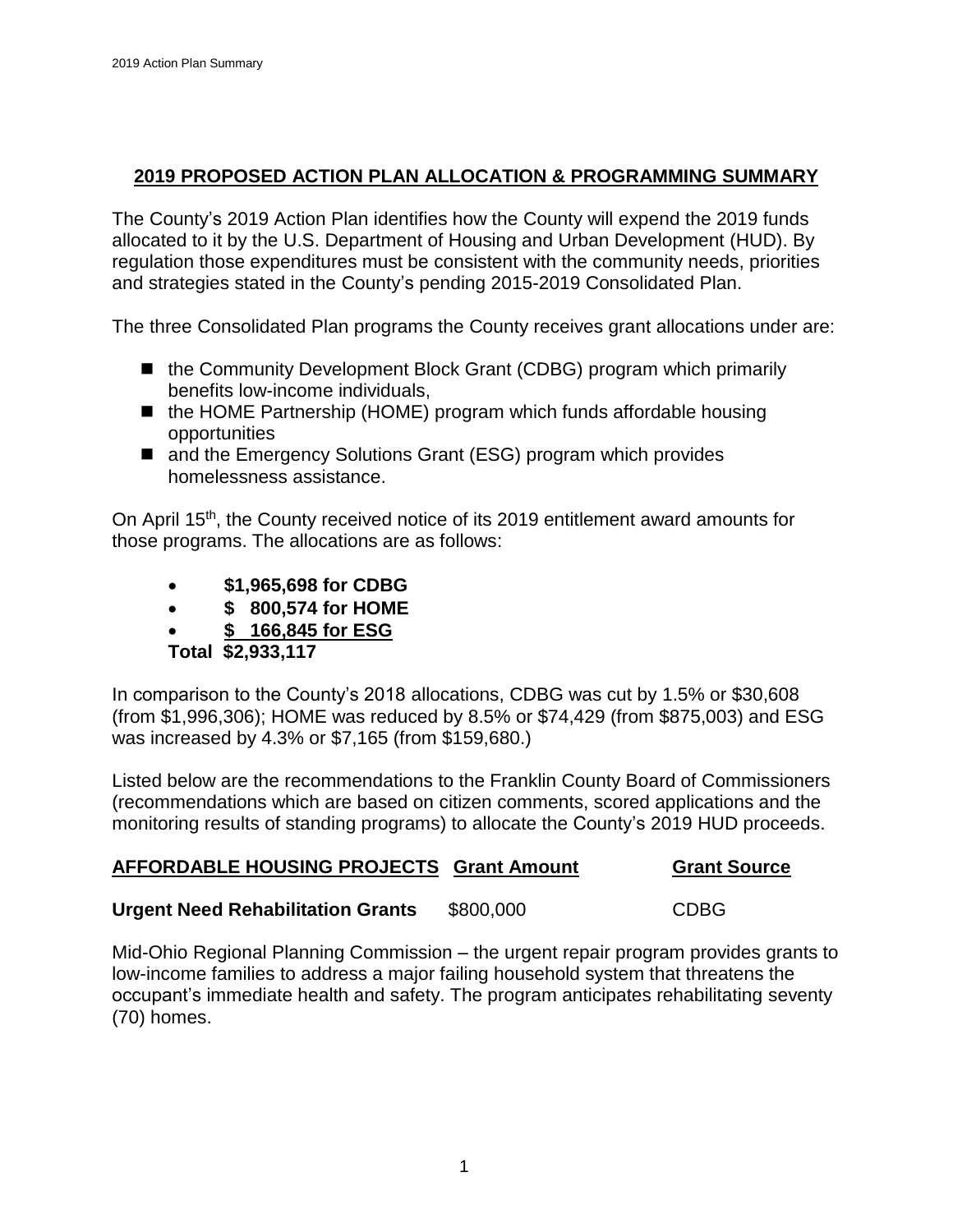## 2019 PROPOSED ACTION PLAN ALLOCATION & PROGRAMMING SUMMARY

The County's 2019 Action Plan identifies how the County will expend the 2019 funds allocated to it by the U.S. Department of Housing and Urban Development (HUD). By regulation those expenditures must be consistent with the community needs, priorities and strategies stated in the County's pending 2015-2019 Consolidated Plan.

The three Consolidated Plan programs the County receives grant allocations under are:

- the Community Development Block Grant (CDBG) program which primarily benefits low-income individuals,
- the HOME Partnership (HOME) program which funds affordable housing opportunities
- and the Emergency Solutions Grant (ESG) program which provides homelessness assistance.

On April 15th, the County received notice of its 2019 entitlement award amounts for those programs. The allocations are as follows:

- **$1,965,698 for CDBG**
- **$ 800,574 for HOME**
- **$ 166,845 for ESG**

**Total $2,933,117**

In comparison to the County's 2018 allocations, CDBG was cut by 1.5% or $30,608 (from $1,996,306); HOME was reduced by 8.5% or $74,429 (from $875,003) and ESG was increased by 4.3% or $7,165 (from $159,680.)

Listed below are the recommendations to the Franklin County Board of Commissioners (recommendations which are based on citizen comments, scored applications and the monitoring results of standing programs) to allocate the County's 2019 HUD proceeds.

| AFFORDABLE HOUSING PROJECTS | Grant Amount | Grant Source |
|---|---|---|
| **Urgent Need Rehabilitation Grants** | $800,000 | CDBG |

Mid-Ohio Regional Planning Commission – the urgent repair program provides grants to low-income families to address a major failing household system that threatens the occupant's immediate health and safety. The program anticipates rehabilitating seventy (70) homes.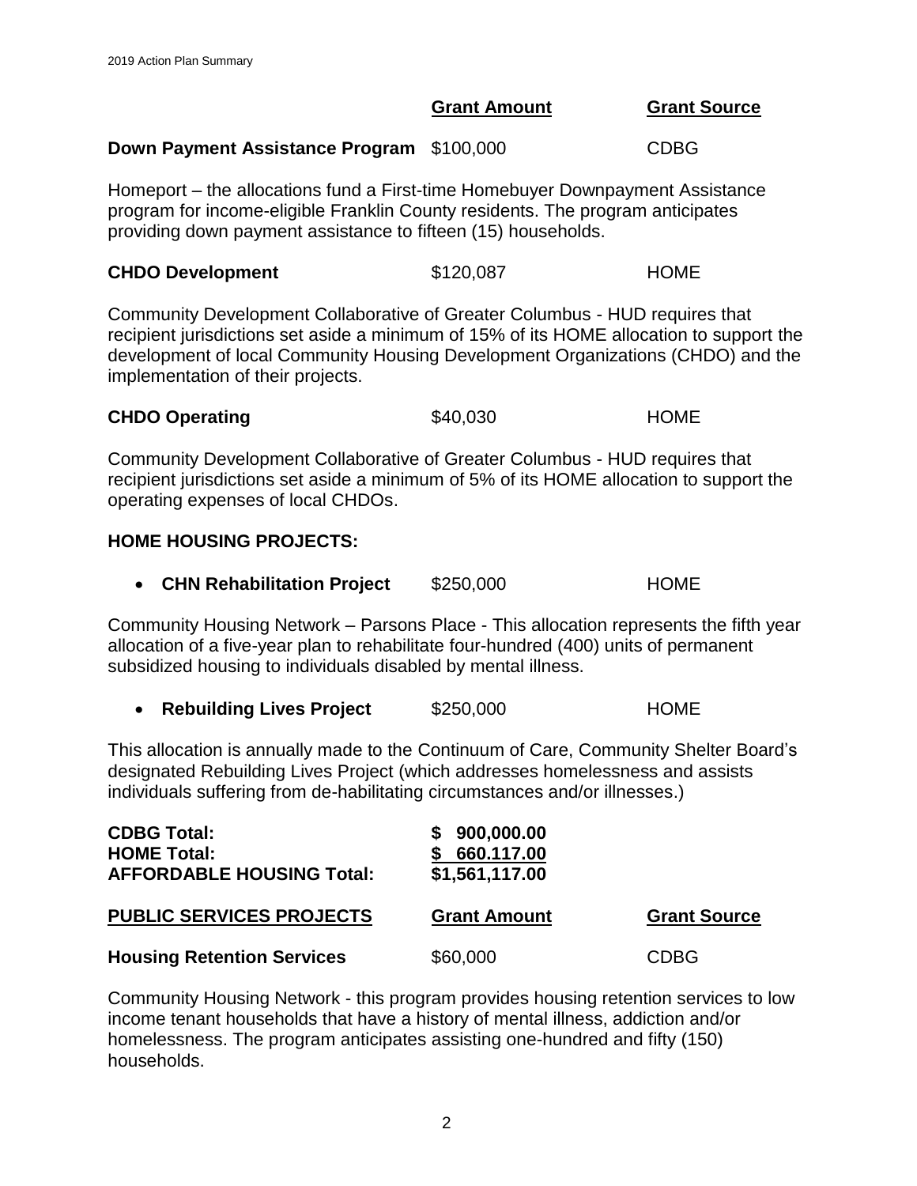| | **Grant Amount** | **Grant Source** |
|---|---|---|
| **Down Payment Assistance Program** | $100,000 | CDBG |

Homeport – the allocations fund a First-time Homebuyer Downpayment Assistance program for income-eligible Franklin County residents. The program anticipates providing down payment assistance to fifteen (15) households.

| | | |
|---|---|---|
| **CHDO Development** | $120,087 | HOME |

Community Development Collaborative of Greater Columbus - HUD requires that recipient jurisdictions set aside a minimum of 15% of its HOME allocation to support the development of local Community Housing Development Organizations (CHDO) and the implementation of their projects.

| | | |
|---|---|---|
| **CHDO Operating** | $40,030 | HOME |

Community Development Collaborative of Greater Columbus - HUD requires that recipient jurisdictions set aside a minimum of 5% of its HOME allocation to support the operating expenses of local CHDOs.

**HOME HOUSING PROJECTS:**

- **CHN Rehabilitation Project** $250,000 HOME

Community Housing Network – Parsons Place - This allocation represents the fifth year allocation of a five-year plan to rehabilitate four-hundred (400) units of permanent subsidized housing to individuals disabled by mental illness.

- **Rebuilding Lives Project** $250,000 HOME

This allocation is annually made to the Continuum of Care, Community Shelter Board's designated Rebuilding Lives Project (which addresses homelessness and assists individuals suffering from de-habilitating circumstances and/or illnesses.)

| | |
|---|---|
| **CDBG Total:** | **$ 900,000.00** |
| **HOME Total:** | **$ 660.117.00** |
| **AFFORDABLE HOUSING Total:** | **$1,561,117.00** |

| **PUBLIC SERVICES PROJECTS** | **Grant Amount** | **Grant Source** |
|---|---|---|
| **Housing Retention Services** | $60,000 | CDBG |

Community Housing Network - this program provides housing retention services to low income tenant households that have a history of mental illness, addiction and/or homelessness. The program anticipates assisting one-hundred and fifty (150) households.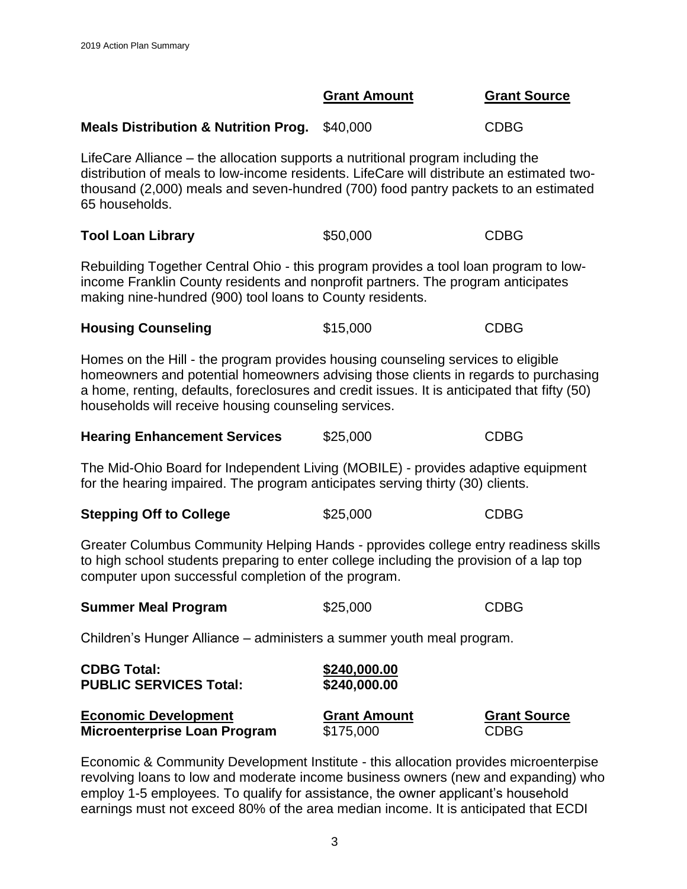| | Grant Amount | Grant Source |
|---|---|---|
| **Meals Distribution & Nutrition Prog.** | $40,000 | CDBG |

LifeCare Alliance – the allocation supports a nutritional program including the distribution of meals to low-income residents. LifeCare will distribute an estimated two-thousand (2,000) meals and seven-hundred (700) food pantry packets to an estimated 65 households.

| | | |
|---|---|---|
| **Tool Loan Library** | $50,000 | CDBG |

Rebuilding Together Central Ohio - this program provides a tool loan program to low-income Franklin County residents and nonprofit partners. The program anticipates making nine-hundred (900) tool loans to County residents.

| | | |
|---|---|---|
| **Housing Counseling** | $15,000 | CDBG |

Homes on the Hill - the program provides housing counseling services to eligible homeowners and potential homeowners advising those clients in regards to purchasing a home, renting, defaults, foreclosures and credit issues. It is anticipated that fifty (50) households will receive housing counseling services.

| | | |
|---|---|---|
| **Hearing Enhancement Services** | $25,000 | CDBG |

The Mid-Ohio Board for Independent Living (MOBILE) - provides adaptive equipment for the hearing impaired. The program anticipates serving thirty (30) clients.

| | | |
|---|---|---|
| **Stepping Off to College** | $25,000 | CDBG |

Greater Columbus Community Helping Hands - pprovides college entry readiness skills to high school students preparing to enter college including the provision of a lap top computer upon successful completion of the program.

| | | |
|---|---|---|
| **Summer Meal Program** | $25,000 | CDBG |

Children's Hunger Alliance – administers a summer youth meal program.

| | |
|---|---|
| **CDBG Total:** | **$240,000.00** |
| **PUBLIC SERVICES Total:** | **$240,000.00** |

| Economic Development | Grant Amount | Grant Source |
|---|---|---|
| **Microenterprise Loan Program** | $175,000 | CDBG |

Economic & Community Development Institute - this allocation provides microenterpise revolving loans to low and moderate income business owners (new and expanding) who employ 1-5 employees. To qualify for assistance, the owner applicant's household earnings must not exceed 80% of the area median income. It is anticipated that ECDI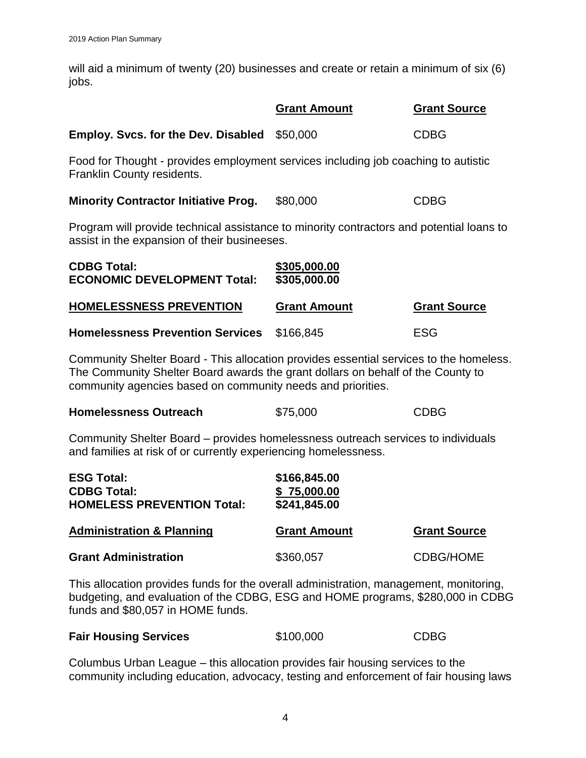will aid a minimum of twenty (20) businesses and create or retain a minimum of six (6) jobs.

| | **Grant Amount** | **Grant Source** |
|---|---|---|
| **Employ. Svcs. for the Dev. Disabled** | $50,000 | CDBG |

Food for Thought - provides employment services including job coaching to autistic Franklin County residents.

| | | |
|---|---|---|
| **Minority Contractor Initiative Prog.** | $80,000 | CDBG |

Program will provide technical assistance to minority contractors and potential loans to assist in the expansion of their busineeses.

| | |
|---|---|
| **CDBG Total:** | **$305,000.00** |
| **ECONOMIC DEVELOPMENT Total:** | **$305,000.00** |

| **HOMELESSNESS PREVENTION** | **Grant Amount** | **Grant Source** |
|---|---|---|
| **Homelessness Prevention Services** | $166,845 | ESG |

Community Shelter Board - This allocation provides essential services to the homeless. The Community Shelter Board awards the grant dollars on behalf of the County to community agencies based on community needs and priorities.

| | | |
|---|---|---|
| **Homelessness Outreach** | $75,000 | CDBG |

Community Shelter Board – provides homelessness outreach services to individuals and families at risk of or currently experiencing homelessness.

| | |
|---|---|
| **ESG Total:** | **$166,845.00** |
| **CDBG Total:** | **$ 75,000.00** |
| **HOMELESS PREVENTION Total:** | **$241,845.00** |

| **Administration & Planning** | **Grant Amount** | **Grant Source** |
|---|---|---|
| **Grant Administration** | $360,057 | CDBG/HOME |

This allocation provides funds for the overall administration, management, monitoring, budgeting, and evaluation of the CDBG, ESG and HOME programs, $280,000 in CDBG funds and $80,057 in HOME funds.

| | | |
|---|---|---|
| **Fair Housing Services** | $100,000 | CDBG |

Columbus Urban League – this allocation provides fair housing services to the community including education, advocacy, testing and enforcement of fair housing laws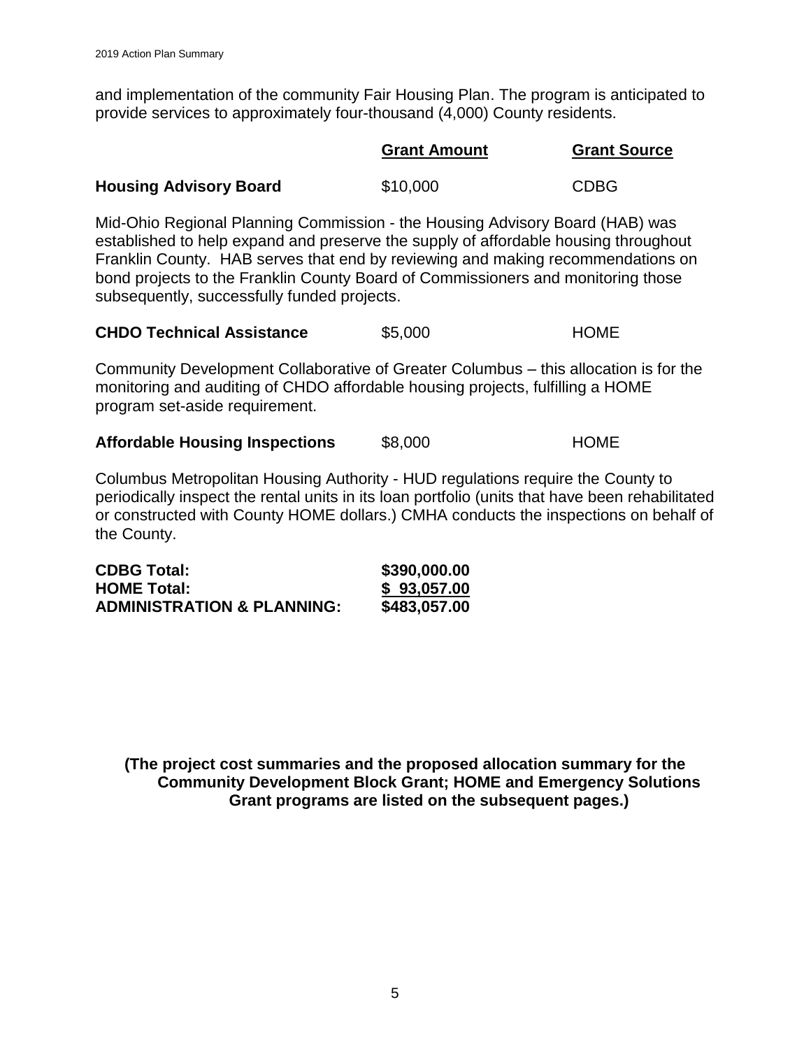and implementation of the community Fair Housing Plan. The program is anticipated to provide services to approximately four-thousand (4,000) County residents.

| | **Grant Amount** | **Grant Source** |
|---|---|---|
| **Housing Advisory Board** | $10,000 | CDBG |

Mid-Ohio Regional Planning Commission - the Housing Advisory Board (HAB) was established to help expand and preserve the supply of affordable housing throughout Franklin County. HAB serves that end by reviewing and making recommendations on bond projects to the Franklin County Board of Commissioners and monitoring those subsequently, successfully funded projects.

| | | |
|---|---|---|
| **CHDO Technical Assistance** | $5,000 | HOME |

Community Development Collaborative of Greater Columbus – this allocation is for the monitoring and auditing of CHDO affordable housing projects, fulfilling a HOME program set-aside requirement.

| | | |
|---|---|---|
| **Affordable Housing Inspections** | $8,000 | HOME |

Columbus Metropolitan Housing Authority - HUD regulations require the County to periodically inspect the rental units in its loan portfolio (units that have been rehabilitated or constructed with County HOME dollars.) CMHA conducts the inspections on behalf of the County.

| | |
|---|---|
| **CDBG Total:** | **$390,000.00** |
| **HOME Total:** | **$ 93,057.00** |
| **ADMINISTRATION & PLANNING:** | **$483,057.00** |

**(The project cost summaries and the proposed allocation summary for the Community Development Block Grant; HOME and Emergency Solutions Grant programs are listed on the subsequent pages.)**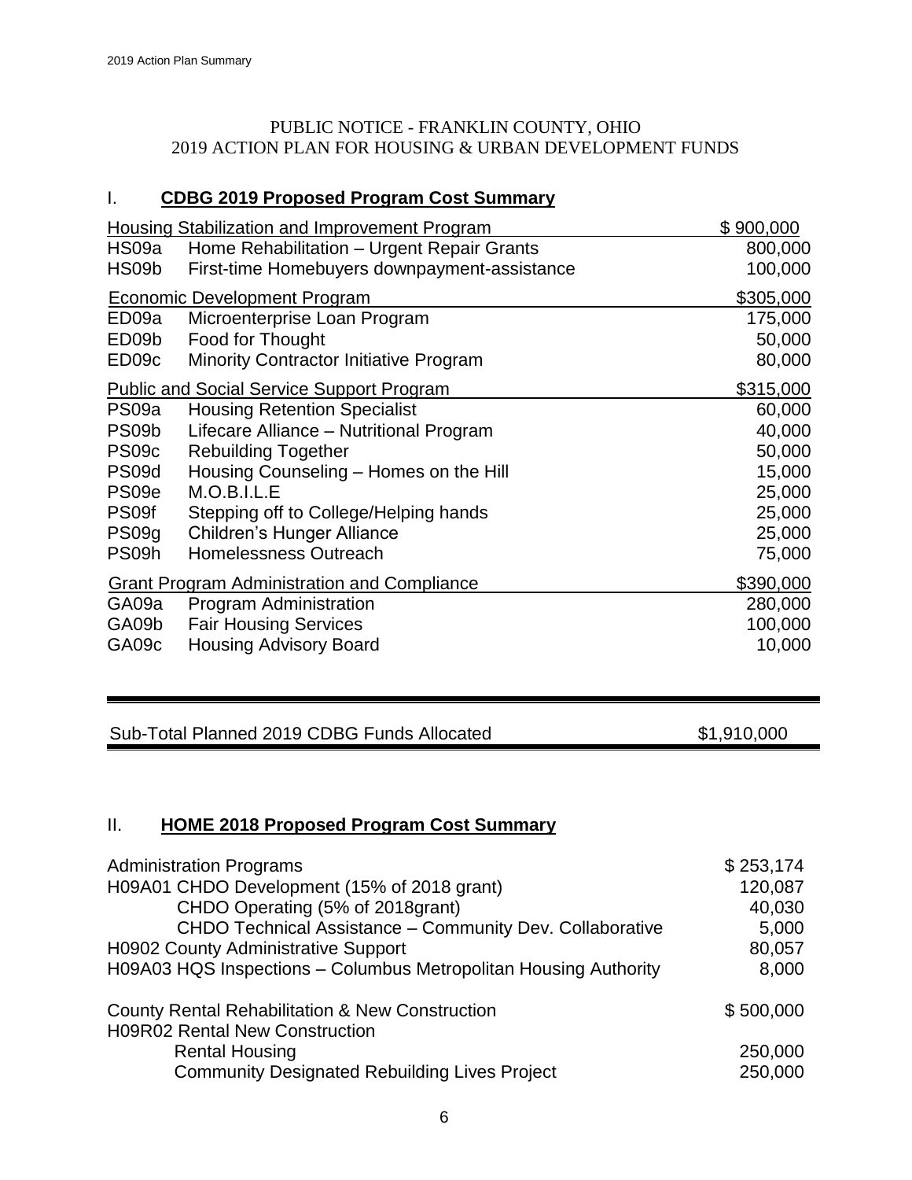PUBLIC NOTICE - FRANKLIN COUNTY, OHIO
2019 ACTION PLAN FOR HOUSING & URBAN DEVELOPMENT FUNDS

## I. CDBG 2019 Proposed Program Cost Summary

| Code | Program | Amount |
|---|---|---|
| | Housing Stabilization and Improvement Program | $ 900,000 |
| HS09a | Home Rehabilitation – Urgent Repair Grants | 800,000 |
| HS09b | First-time Homebuyers downpayment-assistance | 100,000 |
| | Economic Development Program | $305,000 |
| ED09a | Microenterprise Loan Program | 175,000 |
| ED09b | Food for Thought | 50,000 |
| ED09c | Minority Contractor Initiative Program | 80,000 |
| | Public and Social Service Support Program | $315,000 |
| PS09a | Housing Retention Specialist | 60,000 |
| PS09b | Lifecare Alliance – Nutritional Program | 40,000 |
| PS09c | Rebuilding Together | 50,000 |
| PS09d | Housing Counseling – Homes on the Hill | 15,000 |
| PS09e | M.O.B.I.L.E | 25,000 |
| PS09f | Stepping off to College/Helping hands | 25,000 |
| PS09g | Children's Hunger Alliance | 25,000 |
| PS09h | Homelessness Outreach | 75,000 |
| | Grant Program Administration and Compliance | $390,000 |
| GA09a | Program Administration | 280,000 |
| GA09b | Fair Housing Services | 100,000 |
| GA09c | Housing Advisory Board | 10,000 |

| Sub-Total Planned 2019 CDBG Funds Allocated | $1,910,000 |
|---|---|

## II. HOME 2018 Proposed Program Cost Summary

| Program | Amount |
|---|---|
| Administration Programs | $ 253,174 |
| H09A01 CHDO Development (15% of 2018 grant) | 120,087 |
| CHDO Operating (5% of 2018grant) | 40,030 |
| CHDO Technical Assistance – Community Dev. Collaborative | 5,000 |
| H0902 County Administrative Support | 80,057 |
| H09A03 HQS Inspections – Columbus Metropolitan Housing Authority | 8,000 |
| County Rental Rehabilitation & New Construction | $ 500,000 |
| H09R02 Rental New Construction | |
| Rental Housing | 250,000 |
| Community Designated Rebuilding Lives Project | 250,000 |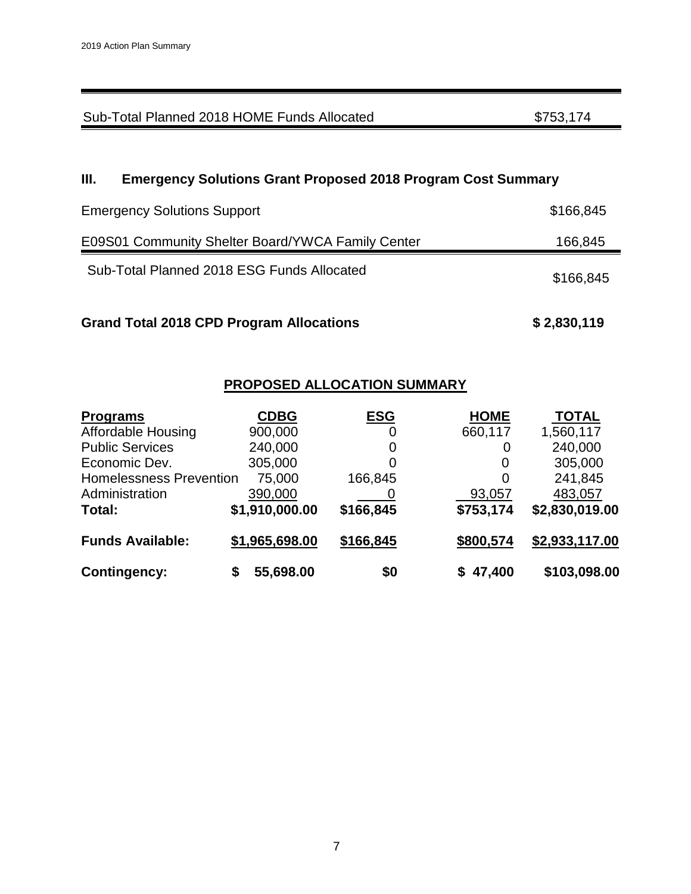| | |
|---|---|
| Sub-Total Planned 2018 HOME Funds Allocated | $753,174 |

## III. Emergency Solutions Grant Proposed 2018 Program Cost Summary

| | |
|---|---|
| Emergency Solutions Support | $166,845 |
| E09S01 Community Shelter Board/YWCA Family Center | 166,845 |
| Sub-Total Planned 2018 ESG Funds Allocated | $166,845 |

| | |
|---|---|
| **Grand Total 2018 CPD Program Allocations** | **$ 2,830,119** |

## PROPOSED ALLOCATION SUMMARY

| Programs | CDBG | ESG | HOME | TOTAL |
|---|---|---|---|---|
| Affordable Housing | 900,000 | 0 | 660,117 | 1,560,117 |
| Public Services | 240,000 | 0 | 0 | 240,000 |
| Economic Dev. | 305,000 | 0 | 0 | 305,000 |
| Homelessness Prevention | 75,000 | 166,845 | 0 | 241,845 |
| Administration | 390,000 | 0 | 93,057 | 483,057 |
| **Total:** | **$1,910,000.00** | **$166,845** | **$753,174** | **$2,830,019.00** |
| **Funds Available:** | **$1,965,698.00** | **$166,845** | **$800,574** | **$2,933,117.00** |
| **Contingency:** | **$ 55,698.00** | **$0** | **$ 47,400** | **$103,098.00** |